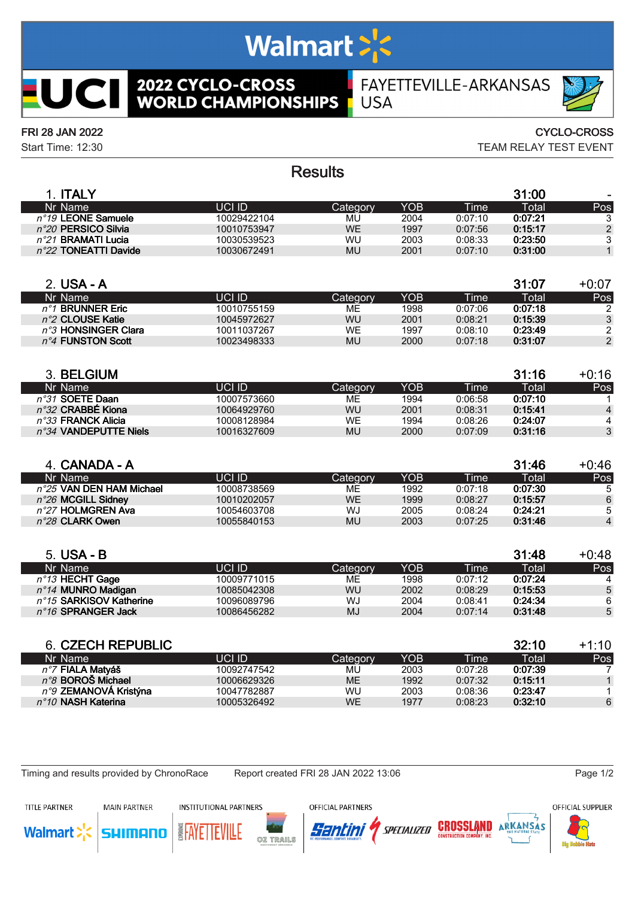# 2022 CYCLO-CROSS WORLD CHAMPIONSHIPS

FAYETTEVILLE-ARKANSAS USA

FRI 28 JAN 2022
Start Time: 12:30

CYCLO-CROSS
TEAM RELAY TEST EVENT

## Results

### 1. ITALY — 31:00 — -

| Nr | Name | UCI ID | Category | YOB | Time | Total | Pos |
|---|---|---|---|---|---|---|---|
| n°19 | LEONE Samuele | 10029422104 | MU | 2004 | 0:07:10 | **0:07:21** | 3 |
| n°20 | PERSICO Silvia | 10010753947 | WE | 1997 | 0:07:56 | **0:15:17** | 2 |
| n°21 | BRAMATI Lucia | 10030539523 | WU | 2003 | 0:08:33 | **0:23:50** | 3 |
| n°22 | TONEATTI Davide | 10030672491 | MU | 2001 | 0:07:10 | **0:31:00** | 1 |

### 2. USA - A — 31:07 — +0:07

| Nr | Name | UCI ID | Category | YOB | Time | Total | Pos |
|---|---|---|---|---|---|---|---|
| n°1 | BRUNNER Eric | 10010755159 | ME | 1998 | 0:07:06 | **0:07:18** | 2 |
| n°2 | CLOUSE Katie | 10045972627 | WU | 2001 | 0:08:21 | **0:15:39** | 3 |
| n°3 | HONSINGER Clara | 10011037267 | WE | 1997 | 0:08:10 | **0:23:49** | 2 |
| n°4 | FUNSTON Scott | 10023498333 | MU | 2000 | 0:07:18 | **0:31:07** | 2 |

### 3. BELGIUM — 31:16 — +0:16

| Nr | Name | UCI ID | Category | YOB | Time | Total | Pos |
|---|---|---|---|---|---|---|---|
| n°31 | SOETE Daan | 10007573660 | ME | 1994 | 0:06:58 | **0:07:10** | 1 |
| n°32 | CRABBÉ Kiona | 10064929760 | WU | 2001 | 0:08:31 | **0:15:41** | 4 |
| n°33 | FRANCK Alicia | 10008128984 | WE | 1994 | 0:08:26 | **0:24:07** | 4 |
| n°34 | VANDEPUTTE Niels | 10016327609 | MU | 2000 | 0:07:09 | **0:31:16** | 3 |

### 4. CANADA - A — 31:46 — +0:46

| Nr | Name | UCI ID | Category | YOB | Time | Total | Pos |
|---|---|---|---|---|---|---|---|
| n°25 | VAN DEN HAM Michael | 10008738569 | ME | 1992 | 0:07:18 | **0:07:30** | 5 |
| n°26 | MCGILL Sidney | 10010202057 | WE | 1999 | 0:08:27 | **0:15:57** | 6 |
| n°27 | HOLMGREN Ava | 10054603708 | WJ | 2005 | 0:08:24 | **0:24:21** | 5 |
| n°28 | CLARK Owen | 10055840153 | MU | 2003 | 0:07:25 | **0:31:46** | 4 |

### 5. USA - B — 31:48 — +0:48

| Nr | Name | UCI ID | Category | YOB | Time | Total | Pos |
|---|---|---|---|---|---|---|---|
| n°13 | HECHT Gage | 10009771015 | ME | 1998 | 0:07:12 | **0:07:24** | 4 |
| n°14 | MUNRO Madigan | 10085042308 | WU | 2002 | 0:08:29 | **0:15:53** | 5 |
| n°15 | SARKISOV Katherine | 10096089796 | WJ | 2004 | 0:08:41 | **0:24:34** | 6 |
| n°16 | SPRANGER Jack | 10086456282 | MJ | 2004 | 0:07:14 | **0:31:48** | 5 |

### 6. CZECH REPUBLIC — 32:10 — +1:10

| Nr | Name | UCI ID | Category | YOB | Time | Total | Pos |
|---|---|---|---|---|---|---|---|
| n°7 | FIALA Matyáš | 10092747542 | MU | 2003 | 0:07:28 | **0:07:39** | 7 |
| n°8 | BOROŠ Michael | 10006629326 | ME | 1992 | 0:07:32 | **0:15:11** | 1 |
| n°9 | ZEMANOVÁ Kristýna | 10047782887 | WU | 2003 | 0:08:36 | **0:23:47** | 1 |
| n°10 | NASH Katerina | 10005326492 | WE | 1977 | 0:08:23 | **0:32:10** | 6 |

Timing and results provided by ChronoRace — Report created FRI 28 JAN 2022 13:06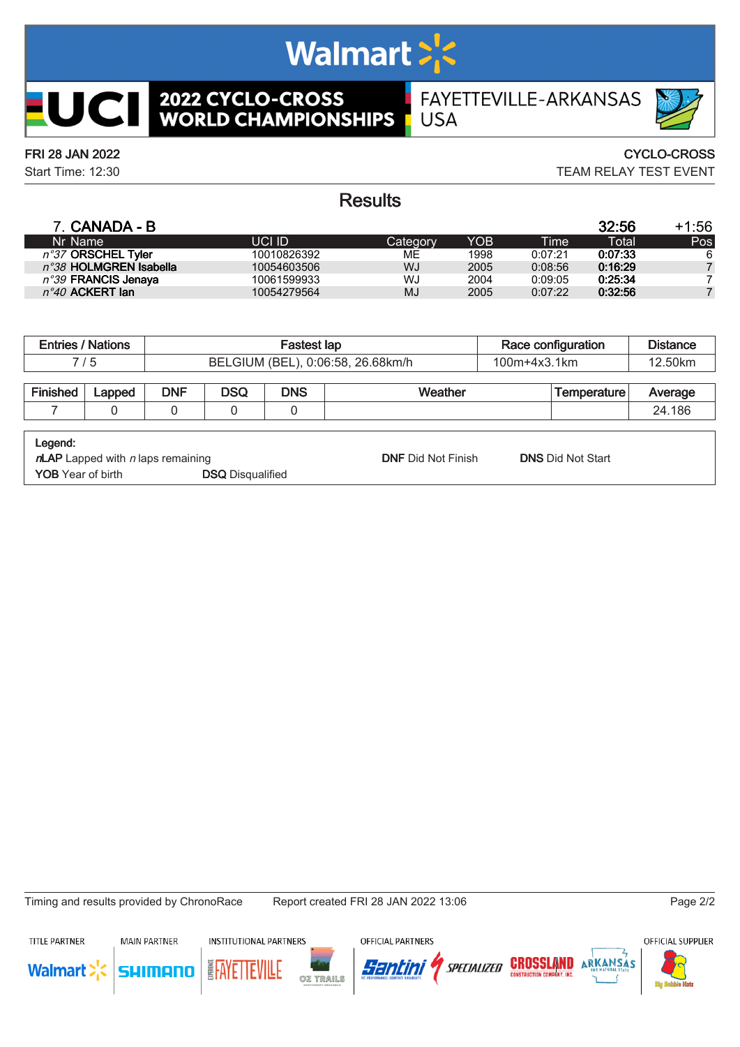FRI 28 JAN 2022

Start Time: 12:30

CYCLO-CROSS

TEAM RELAY TEST EVENT

# Results

## 7. CANADA - B — 32:56 — +1:56

| Nr Name | UCI ID | Category | YOB | Time | Total | Pos |
|---|---|---|---|---|---|---|
| *n°37* **ORSCHEL Tyler** | 10010826392 | ME | 1998 | 0:07:21 | **0:07:33** | 6 |
| *n°38* **HOLMGREN Isabella** | 10054603506 | WJ | 2005 | 0:08:56 | **0:16:29** | 7 |
| *n°39* **FRANCIS Jenaya** | 10061599933 | WJ | 2004 | 0:09:05 | **0:25:34** | 7 |
| *n°40* **ACKERT Ian** | 10054279564 | MJ | 2005 | 0:07:22 | **0:32:56** | 7 |

| Entries / Nations | Fastest lap | Race configuration | Distance |
|---|---|---|---|
| 7 / 5 | BELGIUM (BEL), 0:06:58, 26.68km/h | 100m+4x3.1km | 12.50km |

| Finished | Lapped | DNF | DSQ | DNS | Weather | Temperature | Average |
|---|---|---|---|---|---|---|---|
| 7 | 0 | 0 | 0 | 0 | | | 24.186 |

**Legend:**

***n*LAP** Lapped with *n* laps remaining — **DNF** Did Not Finish — **DNS** Did Not Start

**YOB** Year of birth — **DSQ** Disqualified

Timing and results provided by ChronoRace — Report created FRI 28 JAN 2022 13:06